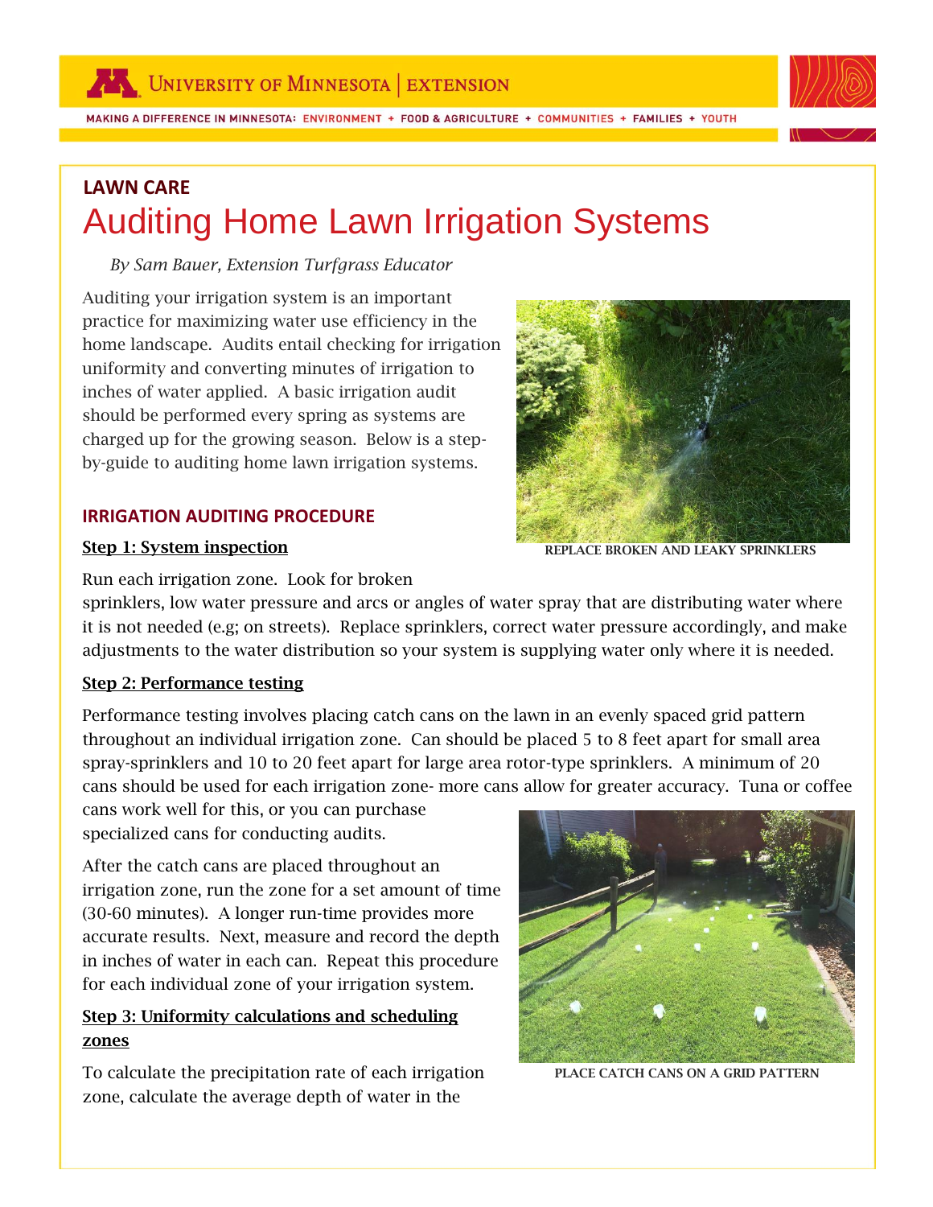**LAWN CARE**

# Auditing Home Lawn Irrigation Systems

*By Sam Bauer, Extension Turfgrass Educator*

Auditing your irrigation system is an important practice for maximizing water use efficiency in the home landscape. Audits entail checking for irrigation uniformity and converting minutes of irrigation to inches of water applied. A basic irrigation audit should be performed every spring as systems are charged up for the growing season. Below is a step-by-guide to auditing home lawn irrigation systems.

REPLACE BROKEN AND LEAKY SPRINKLERS

## IRRIGATION AUDITING PROCEDURE

### Step 1: System inspection

Run each irrigation zone. Look for broken sprinklers, low water pressure and arcs or angles of water spray that are distributing water where it is not needed (e.g; on streets). Replace sprinklers, correct water pressure accordingly, and make adjustments to the water distribution so your system is supplying water only where it is needed.

### Step 2: Performance testing

Performance testing involves placing catch cans on the lawn in an evenly spaced grid pattern throughout an individual irrigation zone. Can should be placed 5 to 8 feet apart for small area spray-sprinklers and 10 to 20 feet apart for large area rotor-type sprinklers. A minimum of 20 cans should be used for each irrigation zone- more cans allow for greater accuracy. Tuna or coffee cans work well for this, or you can purchase specialized cans for conducting audits.

After the catch cans are placed throughout an irrigation zone, run the zone for a set amount of time (30-60 minutes). A longer run-time provides more accurate results. Next, measure and record the depth in inches of water in each can. Repeat this procedure for each individual zone of your irrigation system.

PLACE CATCH CANS ON A GRID PATTERN

### Step 3: Uniformity calculations and scheduling zones

To calculate the precipitation rate of each irrigation zone, calculate the average depth of water in the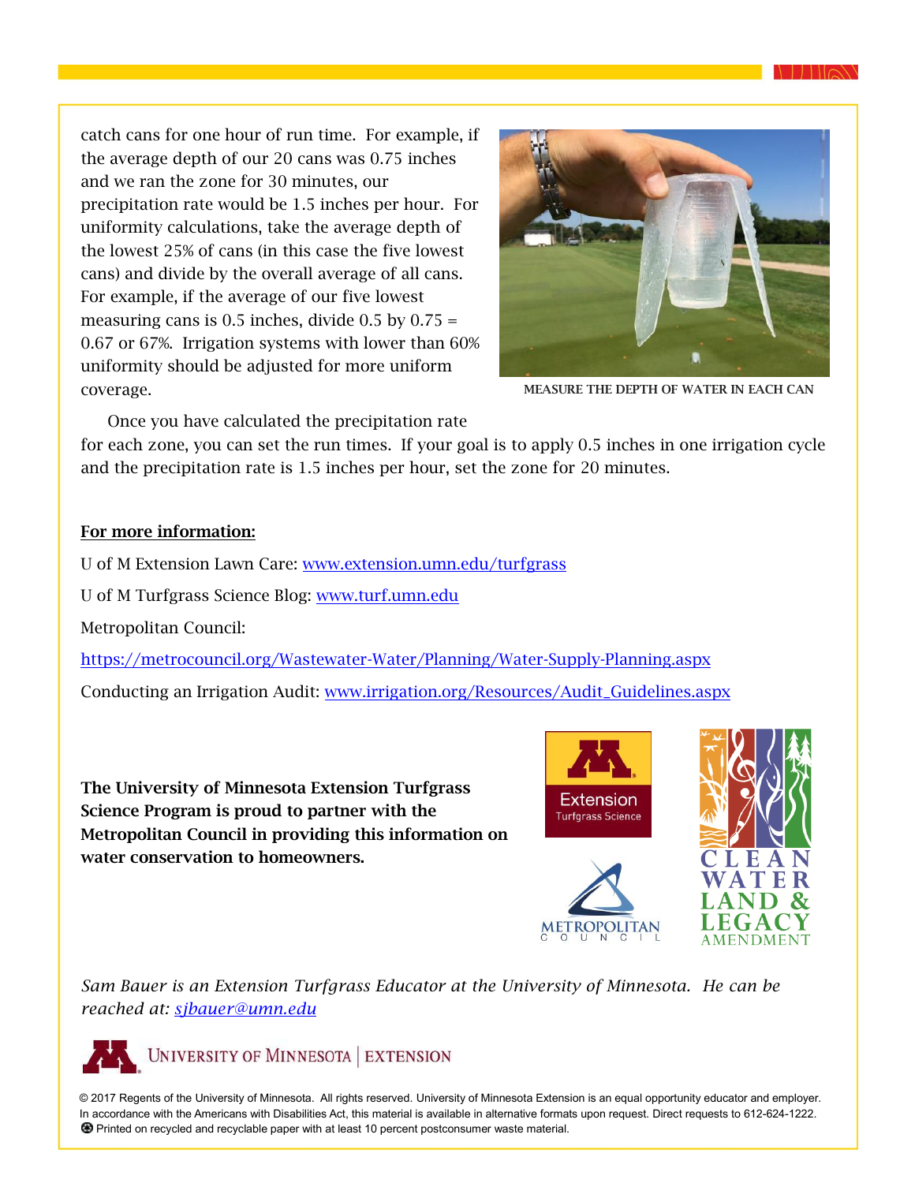catch cans for one hour of run time. For example, if the average depth of our 20 cans was 0.75 inches and we ran the zone for 30 minutes, our precipitation rate would be 1.5 inches per hour. For uniformity calculations, take the average depth of the lowest 25% of cans (in this case the five lowest cans) and divide by the overall average of all cans. For example, if the average of our five lowest measuring cans is 0.5 inches, divide 0.5 by 0.75 = 0.67 or 67%. Irrigation systems with lower than 60% uniformity should be adjusted for more uniform coverage.

MEASURE THE DEPTH OF WATER IN EACH CAN

Once you have calculated the precipitation rate for each zone, you can set the run times. If your goal is to apply 0.5 inches in one irrigation cycle and the precipitation rate is 1.5 inches per hour, set the zone for 20 minutes.

**For more information:**

U of M Extension Lawn Care: www.extension.umn.edu/turfgrass

U of M Turfgrass Science Blog: www.turf.umn.edu

Metropolitan Council:

https://metrocouncil.org/Wastewater-Water/Planning/Water-Supply-Planning.aspx

Conducting an Irrigation Audit: www.irrigation.org/Resources/Audit_Guidelines.aspx

**The University of Minnesota Extension Turfgrass Science Program is proud to partner with the Metropolitan Council in providing this information on water conservation to homeowners.**

Extension Turfgrass Science

METROPOLITAN COUNCIL

CLEAN WATER LAND & LEGACY AMENDMENT

*Sam Bauer is an Extension Turfgrass Educator at the University of Minnesota. He can be reached at: sjbauer@umn.edu*

UNIVERSITY OF MINNESOTA | EXTENSION

© 2017 Regents of the University of Minnesota. All rights reserved. University of Minnesota Extension is an equal opportunity educator and employer. In accordance with the Americans with Disabilities Act, this material is available in alternative formats upon request. Direct requests to 612-624-1222. Printed on recycled and recyclable paper with at least 10 percent postconsumer waste material.